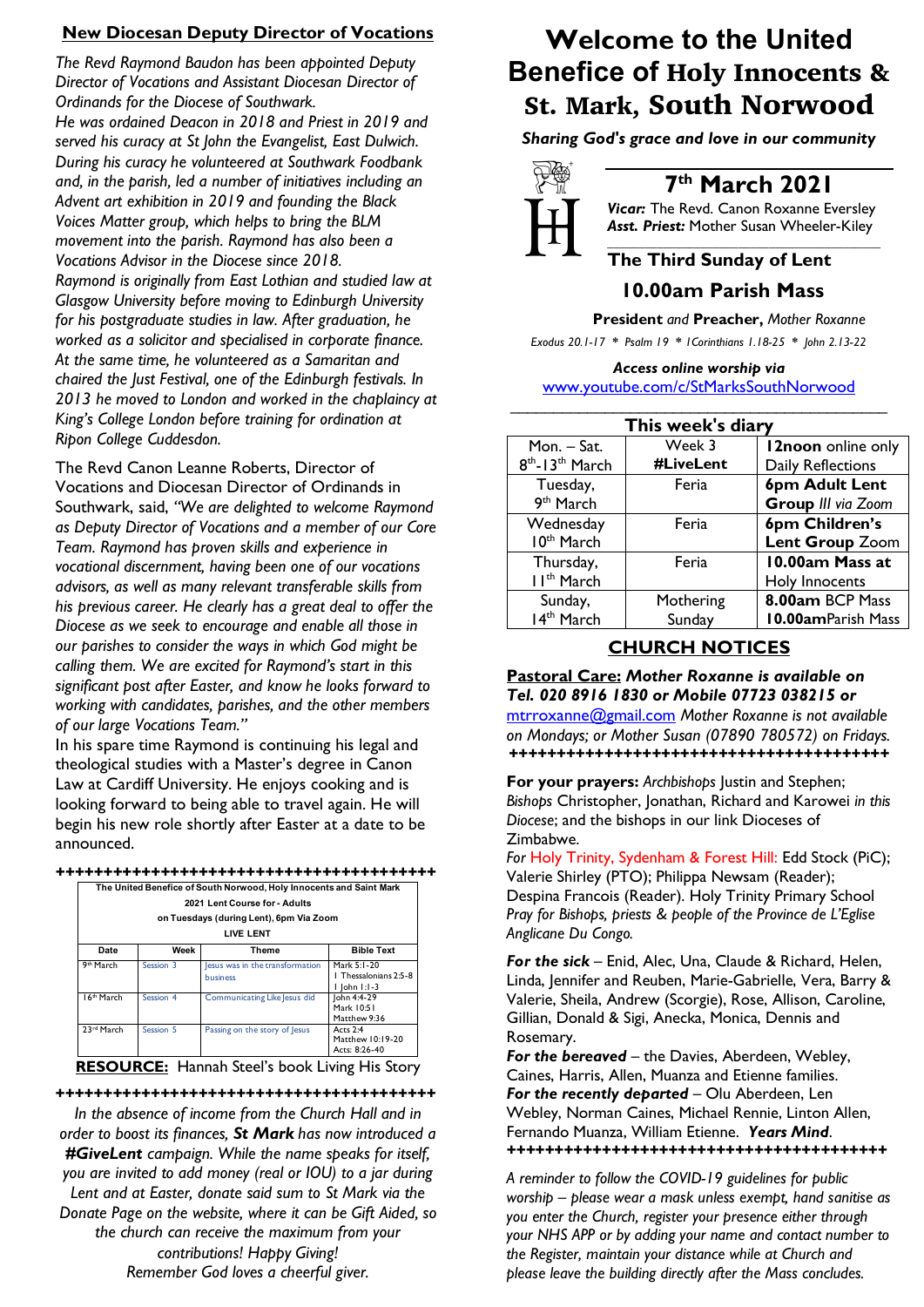# Welcome to the United Benefice of Holy Innocents & St. Mark, South Norwood

***Sharing God's grace and love in our community***

## 7th March 2021

***Vicar:*** The Revd. Canon Roxanne Eversley
***Asst. Priest:*** Mother Susan Wheeler-Kiley

### The Third Sunday of Lent

### 10.00am Parish Mass

**President** *and* **Preacher,** *Mother Roxanne*

*Exodus 20.1-17 * Psalm 19 * 1Corinthians 1.18-25 * John 2.13-22*

***Access online worship via***
www.youtube.com/c/StMarksSouthNorwood

**This week's diary**

| | | |
|---|---|---|
| Mon. – Sat. 8th-13th March | Week 3 **#LiveLent** | **12noon** online only Daily Reflections |
| Tuesday, 9th March | Feria | **6pm Adult Lent Group** *III via Zoom* |
| Wednesday 10th March | Feria | **6pm Children's Lent Group** Zoom |
| Thursday, 11th March | Feria | **10.00am Mass at** Holy Innocents |
| Sunday, 14th March | Mothering Sunday | **8.00am** BCP Mass **10.00am**Parish Mass |

## CHURCH NOTICES

**Pastoral Care:** ***Mother Roxanne is available on Tel. 020 8916 1830 or Mobile 07723 038215 or*** mtrroxanne@gmail.com *Mother Roxanne is not available on Mondays; or Mother Susan (07890 780572) on Fridays.*

++++++++++++++++++++++++++++++++++++++++++

**For your prayers:** *Archbishops* Justin and Stephen; *Bishops* Christopher, Jonathan, Richard and Karowei *in this Diocese*; and the bishops in our link Dioceses of Zimbabwe.

*For* Holy Trinity, Sydenham & Forest Hill: Edd Stock (PiC); Valerie Shirley (PTO); Philippa Newsam (Reader); Despina Francois (Reader). Holy Trinity Primary School *Pray for Bishops, priests & people of the Province de L'Eglise Anglicane Du Congo.*

***For the sick*** – Enid, Alec, Una, Claude & Richard, Helen, Linda, Jennifer and Reuben, Marie-Gabrielle, Vera, Barry & Valerie, Sheila, Andrew (Scorgie), Rose, Allison, Caroline, Gillian, Donald & Sigi, Anecka, Monica, Dennis and Rosemary.

***For the bereaved*** – the Davies, Aberdeen, Webley, Caines, Harris, Allen, Muanza and Etienne families.

***For the recently departed*** – Olu Aberdeen, Len Webley, Norman Caines, Michael Rennie, Linton Allen, Fernando Muanza, William Etienne. ***Years Mind***.

++++++++++++++++++++++++++++++++++++++++++

*A reminder to follow the COVID-19 guidelines for public worship – please wear a mask unless exempt, hand sanitise as you enter the Church, register your presence either through your NHS APP or by adding your name and contact number to the Register, maintain your distance while at Church and please leave the building directly after the Mass concludes.*

## New Diocesan Deputy Director of Vocations

*The Revd Raymond Baudon has been appointed Deputy Director of Vocations and Assistant Diocesan Director of Ordinands for the Diocese of Southwark.*
*He was ordained Deacon in 2018 and Priest in 2019 and served his curacy at St John the Evangelist, East Dulwich. During his curacy he volunteered at Southwark Foodbank and, in the parish, led a number of initiatives including an Advent art exhibition in 2019 and founding the Black Voices Matter group, which helps to bring the BLM movement into the parish. Raymond has also been a Vocations Advisor in the Diocese since 2018.*
*Raymond is originally from East Lothian and studied law at Glasgow University before moving to Edinburgh University for his postgraduate studies in law. After graduation, he worked as a solicitor and specialised in corporate finance. At the same time, he volunteered as a Samaritan and chaired the Just Festival, one of the Edinburgh festivals. In 2013 he moved to London and worked in the chaplaincy at King's College London before training for ordination at Ripon College Cuddesdon.*

The Revd Canon Leanne Roberts, Director of Vocations and Diocesan Director of Ordinands in Southwark, said, *"We are delighted to welcome Raymond as Deputy Director of Vocations and a member of our Core Team. Raymond has proven skills and experience in vocational discernment, having been one of our vocations advisors, as well as many relevant transferable skills from his previous career. He clearly has a great deal to offer the Diocese as we seek to encourage and enable all those in our parishes to consider the ways in which God might be calling them. We are excited for Raymond's start in this significant post after Easter, and know he looks forward to working with candidates, parishes, and the other members of our large Vocations Team."*
In his spare time Raymond is continuing his legal and theological studies with a Master's degree in Canon Law at Cardiff University. He enjoys cooking and is looking forward to being able to travel again. He will begin his new role shortly after Easter at a date to be announced.

++++++++++++++++++++++++++++++++++++++++++

**The United Benefice of South Norwood, Holy Innocents and Saint Mark**
**2021 Lent Course for - Adults**
**on Tuesdays (during Lent), 6pm Via Zoom**
**LIVE LENT**

| Date | Week | Theme | Bible Text |
|---|---|---|---|
| 9th March | Session 3 | Jesus was in the transformation business | Mark 5:1-20 1 Thessalonians 2:5-8 1 John 1:1-3 |
| 16th March | Session 4 | Communicating Like Jesus did | John 4:4-29 Mark 10:51 Matthew 9:36 |
| 23rd March | Session 5 | Passing on the story of Jesus | Acts 2:4 Matthew 10:19-20 Acts: 8:26-40 |

**RESOURCE:** Hannah Steel's book Living His Story

++++++++++++++++++++++++++++++++++++++++++

*In the absence of income from the Church Hall and in order to boost its finances,* ***St Mark*** *has now introduced a* ***#GiveLent*** *campaign. While the name speaks for itself, you are invited to add money (real or IOU) to a jar during Lent and at Easter, donate said sum to St Mark via the Donate Page on the website, where it can be Gift Aided, so the church can receive the maximum from your contributions! Happy Giving!*
*Remember God loves a cheerful giver.*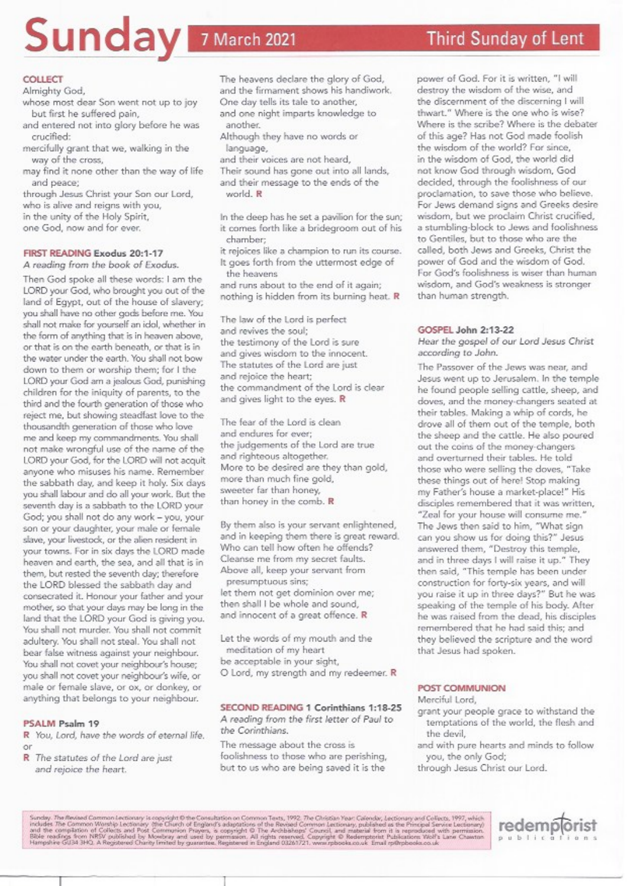# Sunday 7 March 2021 — Third Sunday of Lent

## COLLECT

Almighty God,
whose most dear Son went not up to joy
but first he suffered pain,
and entered not into glory before he was crucified:
mercifully grant that we, walking in the way of the cross,
may find it none other than the way of life and peace;
through Jesus Christ your Son our Lord,
who is alive and reigns with you,
in the unity of the Holy Spirit,
one God, now and for ever.

## FIRST READING Exodus 20:1-17

*A reading from the book of Exodus.*

Then God spoke all these words: I am the LORD your God, who brought you out of the land of Egypt, out of the house of slavery; you shall have no other gods before me. You shall not make for yourself an idol, whether in the form of anything that is in heaven above, or that is on the earth beneath, or that is in the water under the earth. You shall not bow down to them or worship them; for I the LORD your God am a jealous God, punishing children for the iniquity of parents, to the third and the fourth generation of those who reject me, but showing steadfast love to the thousandth generation of those who love me and keep my commandments. You shall not make wrongful use of the name of the LORD your God, for the LORD will not acquit anyone who misuses his name. Remember the sabbath day, and keep it holy. Six days you shall labour and do all your work. But the seventh day is a sabbath to the LORD your God; you shall not do any work – you, your son or your daughter, your male or female slave, your livestock, or the alien resident in your towns. For in six days the LORD made heaven and earth, the sea, and all that is in them, but rested the seventh day; therefore the LORD blessed the sabbath day and consecrated it. Honour your father and your mother, so that your days may be long in the land that the LORD your God is giving you. You shall not murder. You shall not commit adultery. You shall not steal. You shall not bear false witness against your neighbour. You shall not covet your neighbour's house; you shall not covet your neighbour's wife, or male or female slave, or ox, or donkey, or anything that belongs to your neighbour.

## PSALM Psalm 19

**R** *You, Lord, have the words of eternal life.*
or
**R** *The statutes of the Lord are just and rejoice the heart.*

The heavens declare the glory of God,
and the firmament shows his handiwork.
One day tells its tale to another,
and one night imparts knowledge to another.
Although they have no words or language,
and their voices are not heard,
Their sound has gone out into all lands,
and their message to the ends of the world. **R**

In the deep has he set a pavilion for the sun;
it comes forth like a bridegroom out of his chamber;
it rejoices like a champion to run its course.
It goes forth from the uttermost edge of the heavens
and runs about to the end of it again;
nothing is hidden from its burning heat. **R**

The law of the Lord is perfect
and revives the soul;
the testimony of the Lord is sure
and gives wisdom to the innocent.
The statutes of the Lord are just
and rejoice the heart;
the commandment of the Lord is clear
and gives light to the eyes. **R**

The fear of the Lord is clean
and endures for ever;
the judgements of the Lord are true
and righteous altogether.
More to be desired are they than gold,
more than much fine gold,
sweeter far than honey,
than honey in the comb. **R**

By them also is your servant enlightened,
and in keeping them there is great reward.
Who can tell how often he offends?
Cleanse me from my secret faults.
Above all, keep your servant from presumptuous sins;
let them not get dominion over me;
then shall I be whole and sound,
and innocent of a great offence. **R**

Let the words of my mouth and the meditation of my heart
be acceptable in your sight,
O Lord, my strength and my redeemer. **R**

## SECOND READING 1 Corinthians 1:18-25

*A reading from the first letter of Paul to the Corinthians.*

The message about the cross is foolishness to those who are perishing, but to us who are being saved it is the power of God. For it is written, "I will destroy the wisdom of the wise, and the discernment of the discerning I will thwart." Where is the one who is wise? Where is the scribe? Where is the debater of this age? Has not God made foolish the wisdom of the world? For since, in the wisdom of God, the world did not know God through wisdom, God decided, through the foolishness of our proclamation, to save those who believe. For Jews demand signs and Greeks desire wisdom, but we proclaim Christ crucified, a stumbling-block to Jews and foolishness to Gentiles, but to those who are the called, both Jews and Greeks, Christ the power of God and the wisdom of God. For God's foolishness is wiser than human wisdom, and God's weakness is stronger than human strength.

## GOSPEL John 2:13-22

*Hear the gospel of our Lord Jesus Christ according to John.*

The Passover of the Jews was near, and Jesus went up to Jerusalem. In the temple he found people selling cattle, sheep, and doves, and the money-changers seated at their tables. Making a whip of cords, he drove all of them out of the temple, both the sheep and the cattle. He also poured out the coins of the money-changers and overturned their tables. He told those who were selling the doves, "Take these things out of here! Stop making my Father's house a market-place!" His disciples remembered that it was written, "Zeal for your house will consume me." The Jews then said to him, "What sign can you show us for doing this?" Jesus answered them, "Destroy this temple, and in three days I will raise it up." They then said, "This temple has been under construction for forty-six years, and will you raise it up in three days?" But he was speaking of the temple of his body. After he was raised from the dead, his disciples remembered that he had said this; and they believed the scripture and the word that Jesus had spoken.

## POST COMMUNION

Merciful Lord,
grant your people grace to withstand the temptations of the world, the flesh and the devil,
and with pure hearts and minds to follow you, the only God;
through Jesus Christ our Lord.

*Sunday.* The Revised Common Lectionary is copyright © the Consultation on Common Texts, 1992. *The Christian Year: Calendar, Lectionary and Collects*, 1997, which includes The Common Worship Lectionary (the Church of England's adaptations of the Revised Common Lectionary, published as the Principal Service Lectionary) and the compilation of Collects and Post Communion Prayers, is copyright © The Archbishops' Council, and material from it is reproduced with permission. Bible readings from NRSV published by Mowbray and used by permission. All rights reserved. Copyright © Redemptorist Publications Wolf's Lane Chawton Hampshire GU34 3HQ. A Registered Charity limited by guarantee. Registered in England 03261721. www.rpbooks.co.uk Email rp@rpbooks.co.uk

redemptorist publications